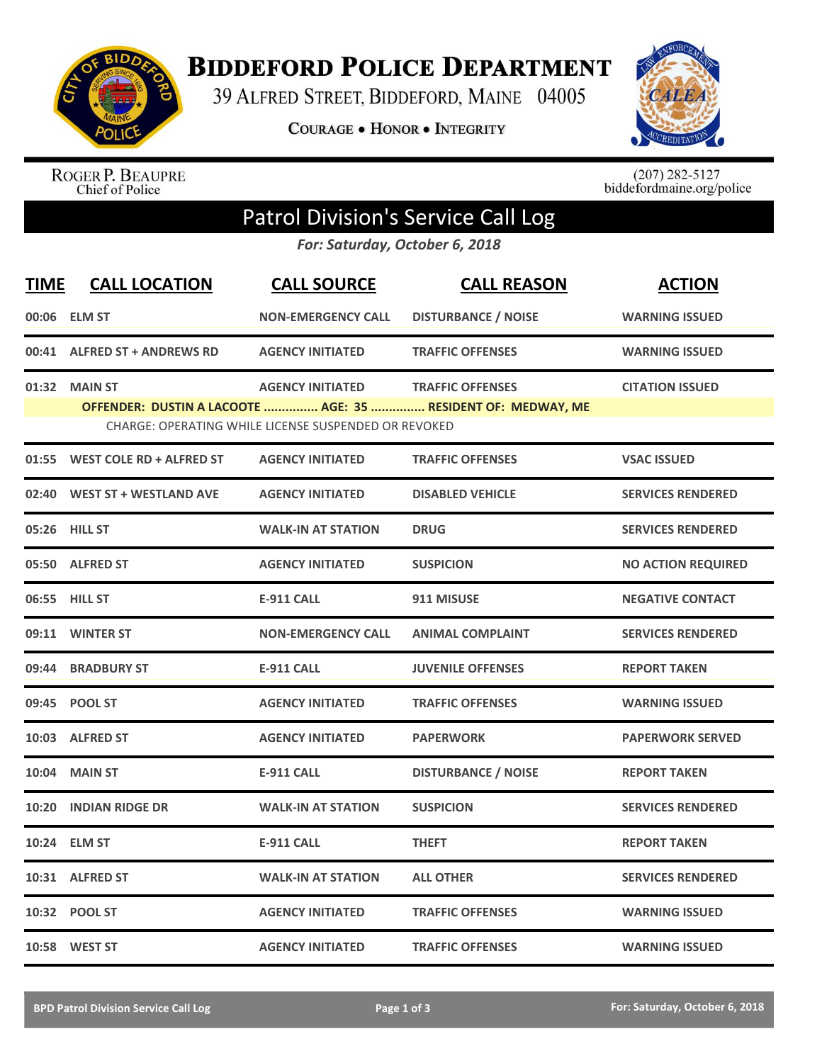# Biddeford Police Department

39 Alfred Street, Biddeford, Maine 04005

Courage • Honor • Integrity

Roger P. Beaupre
Chief of Police

(207) 282-5127
biddefordmaine.org/police

## Patrol Division's Service Call Log

*For: Saturday, October 6, 2018*

| TIME | CALL LOCATION | CALL SOURCE | CALL REASON | ACTION |
|---|---|---|---|---|
| 00:06 | ELM ST | NON-EMERGENCY CALL | DISTURBANCE / NOISE | WARNING ISSUED |
| 00:41 | ALFRED ST + ANDREWS RD | AGENCY INITIATED | TRAFFIC OFFENSES | WARNING ISSUED |
| 01:32 | MAIN ST | AGENCY INITIATED | TRAFFIC OFFENSES | CITATION ISSUED |
| | OFFENDER: DUSTIN A LACOOTE ............... AGE: 35 ............... RESIDENT OF: MEDWAY, ME<br>CHARGE: OPERATING WHILE LICENSE SUSPENDED OR REVOKED | | | |
| 01:55 | WEST COLE RD + ALFRED ST | AGENCY INITIATED | TRAFFIC OFFENSES | VSAC ISSUED |
| 02:40 | WEST ST + WESTLAND AVE | AGENCY INITIATED | DISABLED VEHICLE | SERVICES RENDERED |
| 05:26 | HILL ST | WALK-IN AT STATION | DRUG | SERVICES RENDERED |
| 05:50 | ALFRED ST | AGENCY INITIATED | SUSPICION | NO ACTION REQUIRED |
| 06:55 | HILL ST | E-911 CALL | 911 MISUSE | NEGATIVE CONTACT |
| 09:11 | WINTER ST | NON-EMERGENCY CALL | ANIMAL COMPLAINT | SERVICES RENDERED |
| 09:44 | BRADBURY ST | E-911 CALL | JUVENILE OFFENSES | REPORT TAKEN |
| 09:45 | POOL ST | AGENCY INITIATED | TRAFFIC OFFENSES | WARNING ISSUED |
| 10:03 | ALFRED ST | AGENCY INITIATED | PAPERWORK | PAPERWORK SERVED |
| 10:04 | MAIN ST | E-911 CALL | DISTURBANCE / NOISE | REPORT TAKEN |
| 10:20 | INDIAN RIDGE DR | WALK-IN AT STATION | SUSPICION | SERVICES RENDERED |
| 10:24 | ELM ST | E-911 CALL | THEFT | REPORT TAKEN |
| 10:31 | ALFRED ST | WALK-IN AT STATION | ALL OTHER | SERVICES RENDERED |
| 10:32 | POOL ST | AGENCY INITIATED | TRAFFIC OFFENSES | WARNING ISSUED |
| 10:58 | WEST ST | AGENCY INITIATED | TRAFFIC OFFENSES | WARNING ISSUED |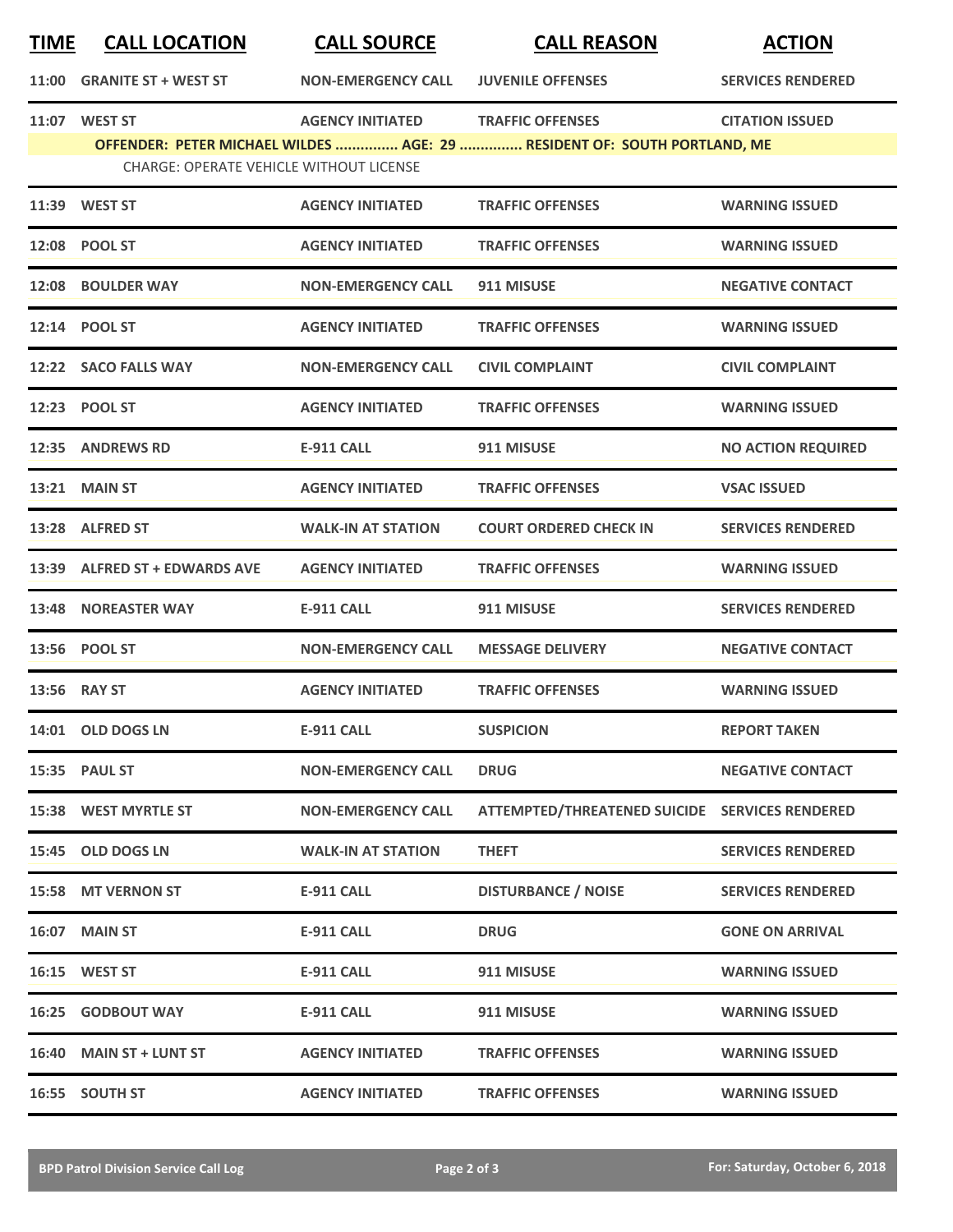| TIME | CALL LOCATION | CALL SOURCE | CALL REASON | ACTION |
|---|---|---|---|---|
| 11:00 | GRANITE ST + WEST ST | NON-EMERGENCY CALL | JUVENILE OFFENSES | SERVICES RENDERED |
| 11:07 | WEST ST | AGENCY INITIATED | TRAFFIC OFFENSES | CITATION ISSUED |
| | OFFENDER: PETER MICHAEL WILDES ............... AGE: 29 ............... RESIDENT OF: SOUTH PORTLAND, ME | | | |
| | CHARGE: OPERATE VEHICLE WITHOUT LICENSE | | | |
| 11:39 | WEST ST | AGENCY INITIATED | TRAFFIC OFFENSES | WARNING ISSUED |
| 12:08 | POOL ST | AGENCY INITIATED | TRAFFIC OFFENSES | WARNING ISSUED |
| 12:08 | BOULDER WAY | NON-EMERGENCY CALL | 911 MISUSE | NEGATIVE CONTACT |
| 12:14 | POOL ST | AGENCY INITIATED | TRAFFIC OFFENSES | WARNING ISSUED |
| 12:22 | SACO FALLS WAY | NON-EMERGENCY CALL | CIVIL COMPLAINT | CIVIL COMPLAINT |
| 12:23 | POOL ST | AGENCY INITIATED | TRAFFIC OFFENSES | WARNING ISSUED |
| 12:35 | ANDREWS RD | E-911 CALL | 911 MISUSE | NO ACTION REQUIRED |
| 13:21 | MAIN ST | AGENCY INITIATED | TRAFFIC OFFENSES | VSAC ISSUED |
| 13:28 | ALFRED ST | WALK-IN AT STATION | COURT ORDERED CHECK IN | SERVICES RENDERED |
| 13:39 | ALFRED ST + EDWARDS AVE | AGENCY INITIATED | TRAFFIC OFFENSES | WARNING ISSUED |
| 13:48 | NOREASTER WAY | E-911 CALL | 911 MISUSE | SERVICES RENDERED |
| 13:56 | POOL ST | NON-EMERGENCY CALL | MESSAGE DELIVERY | NEGATIVE CONTACT |
| 13:56 | RAY ST | AGENCY INITIATED | TRAFFIC OFFENSES | WARNING ISSUED |
| 14:01 | OLD DOGS LN | E-911 CALL | SUSPICION | REPORT TAKEN |
| 15:35 | PAUL ST | NON-EMERGENCY CALL | DRUG | NEGATIVE CONTACT |
| 15:38 | WEST MYRTLE ST | NON-EMERGENCY CALL | ATTEMPTED/THREATENED SUICIDE | SERVICES RENDERED |
| 15:45 | OLD DOGS LN | WALK-IN AT STATION | THEFT | SERVICES RENDERED |
| 15:58 | MT VERNON ST | E-911 CALL | DISTURBANCE / NOISE | SERVICES RENDERED |
| 16:07 | MAIN ST | E-911 CALL | DRUG | GONE ON ARRIVAL |
| 16:15 | WEST ST | E-911 CALL | 911 MISUSE | WARNING ISSUED |
| 16:25 | GODBOUT WAY | E-911 CALL | 911 MISUSE | WARNING ISSUED |
| 16:40 | MAIN ST + LUNT ST | AGENCY INITIATED | TRAFFIC OFFENSES | WARNING ISSUED |
| 16:55 | SOUTH ST | AGENCY INITIATED | TRAFFIC OFFENSES | WARNING ISSUED |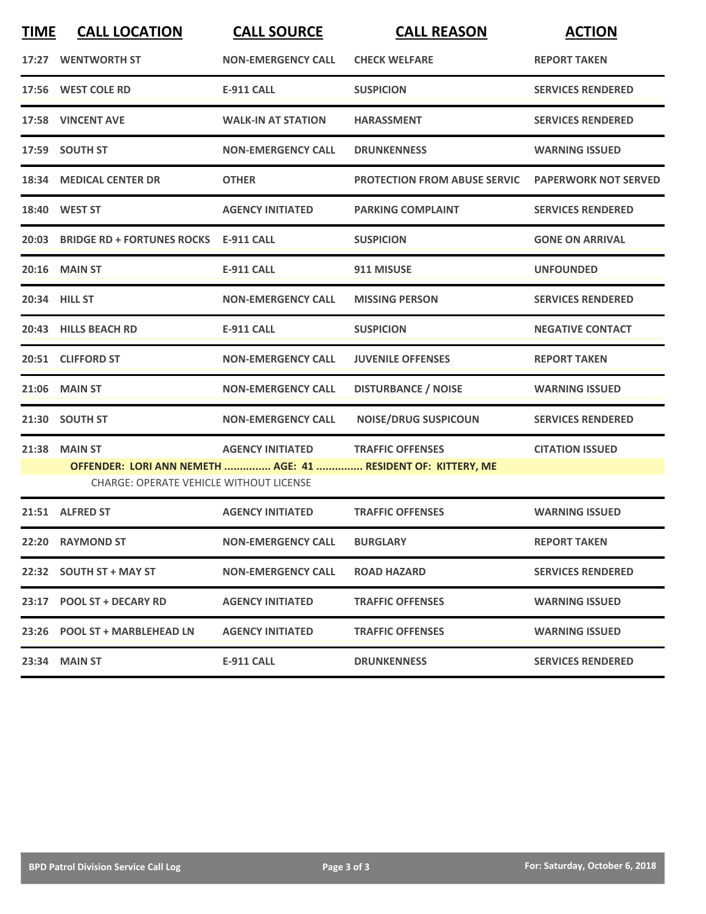| TIME | CALL LOCATION | CALL SOURCE | CALL REASON | ACTION |
| --- | --- | --- | --- | --- |
| 17:27 | WENTWORTH ST | NON-EMERGENCY CALL | CHECK WELFARE | REPORT TAKEN |
| 17:56 | WEST COLE RD | E-911 CALL | SUSPICION | SERVICES RENDERED |
| 17:58 | VINCENT AVE | WALK-IN AT STATION | HARASSMENT | SERVICES RENDERED |
| 17:59 | SOUTH ST | NON-EMERGENCY CALL | DRUNKENNESS | WARNING ISSUED |
| 18:34 | MEDICAL CENTER DR | OTHER | PROTECTION FROM ABUSE SERVIC | PAPERWORK NOT SERVED |
| 18:40 | WEST ST | AGENCY INITIATED | PARKING COMPLAINT | SERVICES RENDERED |
| 20:03 | BRIDGE RD + FORTUNES ROCKS | E-911 CALL | SUSPICION | GONE ON ARRIVAL |
| 20:16 | MAIN ST | E-911 CALL | 911 MISUSE | UNFOUNDED |
| 20:34 | HILL ST | NON-EMERGENCY CALL | MISSING PERSON | SERVICES RENDERED |
| 20:43 | HILLS BEACH RD | E-911 CALL | SUSPICION | NEGATIVE CONTACT |
| 20:51 | CLIFFORD ST | NON-EMERGENCY CALL | JUVENILE OFFENSES | REPORT TAKEN |
| 21:06 | MAIN ST | NON-EMERGENCY CALL | DISTURBANCE / NOISE | WARNING ISSUED |
| 21:30 | SOUTH ST | NON-EMERGENCY CALL | NOISE/DRUG SUSPICOUN | SERVICES RENDERED |
| 21:38 | MAIN ST | AGENCY INITIATED | TRAFFIC OFFENSES | CITATION ISSUED |
| | OFFENDER: LORI ANN NEMETH ............... AGE: 41 ............... RESIDENT OF: KITTERY, ME | | | |
| | CHARGE: OPERATE VEHICLE WITHOUT LICENSE | | | |
| 21:51 | ALFRED ST | AGENCY INITIATED | TRAFFIC OFFENSES | WARNING ISSUED |
| 22:20 | RAYMOND ST | NON-EMERGENCY CALL | BURGLARY | REPORT TAKEN |
| 22:32 | SOUTH ST + MAY ST | NON-EMERGENCY CALL | ROAD HAZARD | SERVICES RENDERED |
| 23:17 | POOL ST + DECARY RD | AGENCY INITIATED | TRAFFIC OFFENSES | WARNING ISSUED |
| 23:26 | POOL ST + MARBLEHEAD LN | AGENCY INITIATED | TRAFFIC OFFENSES | WARNING ISSUED |
| 23:34 | MAIN ST | E-911 CALL | DRUNKENNESS | SERVICES RENDERED |